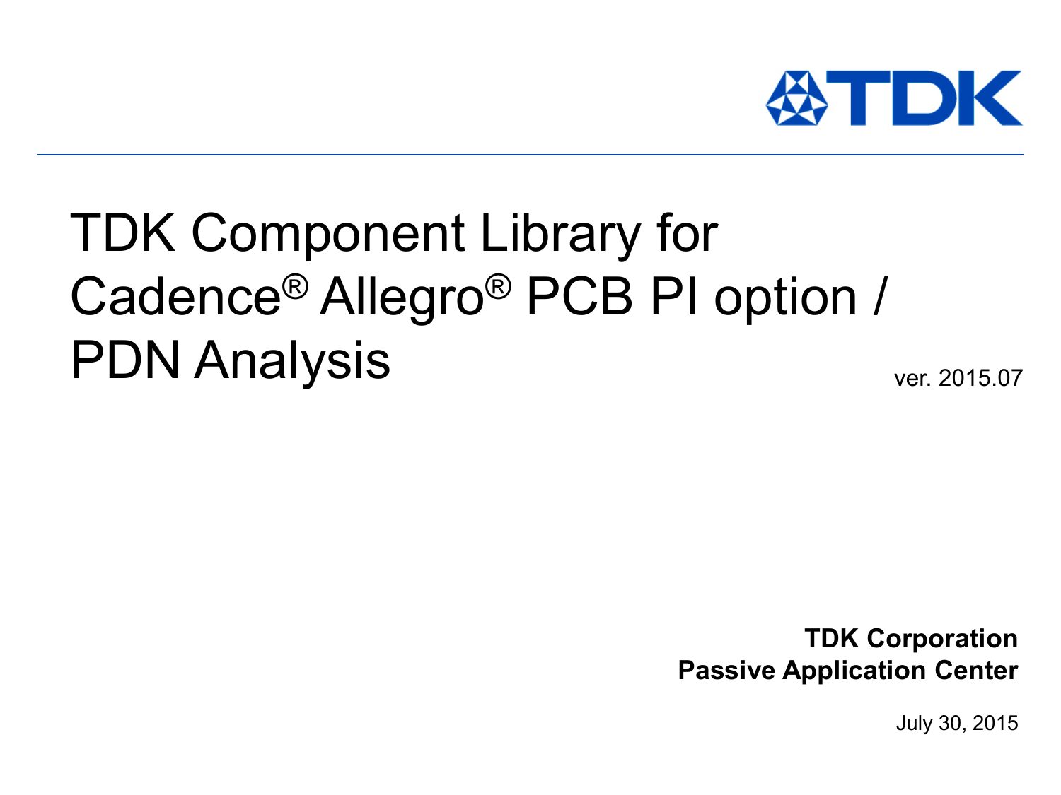# TDK Component Library for Cadence® Allegro® PCB PI option / PDN Analysis

ver. 2015.07

**TDK Corporation**
**Passive Application Center**

July 30, 2015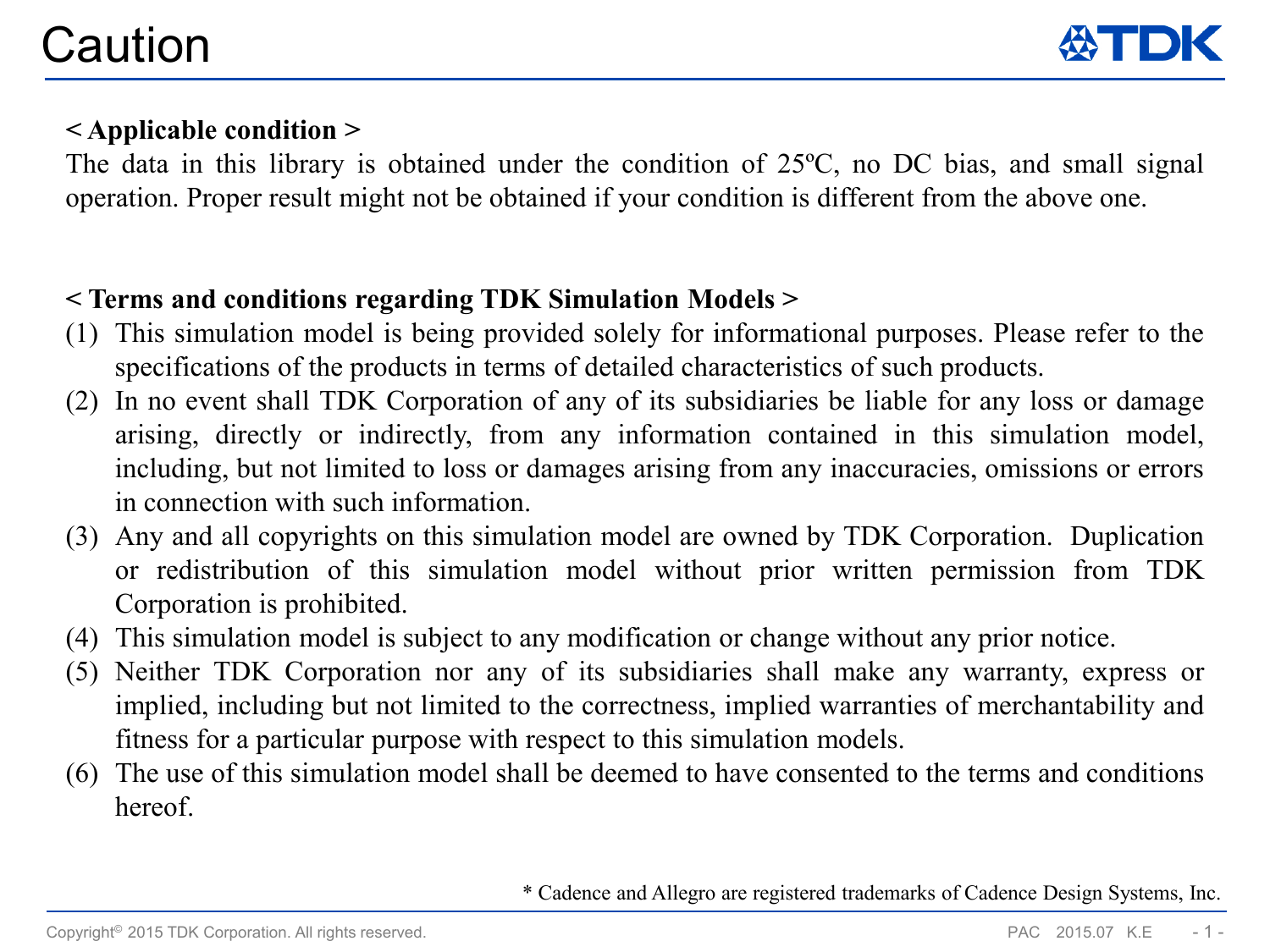# Caution

**< Applicable condition >**

The data in this library is obtained under the condition of 25ºC, no DC bias, and small signal operation. Proper result might not be obtained if your condition is different from the above one.

**< Terms and conditions regarding TDK Simulation Models >**

(1) This simulation model is being provided solely for informational purposes. Please refer to the specifications of the products in terms of detailed characteristics of such products.

(2) In no event shall TDK Corporation of any of its subsidiaries be liable for any loss or damage arising, directly or indirectly, from any information contained in this simulation model, including, but not limited to loss or damages arising from any inaccuracies, omissions or errors in connection with such information.

(3) Any and all copyrights on this simulation model are owned by TDK Corporation. Duplication or redistribution of this simulation model without prior written permission from TDK Corporation is prohibited.

(4) This simulation model is subject to any modification or change without any prior notice.

(5) Neither TDK Corporation nor any of its subsidiaries shall make any warranty, express or implied, including but not limited to the correctness, implied warranties of merchantability and fitness for a particular purpose with respect to this simulation models.

(6) The use of this simulation model shall be deemed to have consented to the terms and conditions hereof.

* Cadence and Allegro are registered trademarks of Cadence Design Systems, Inc.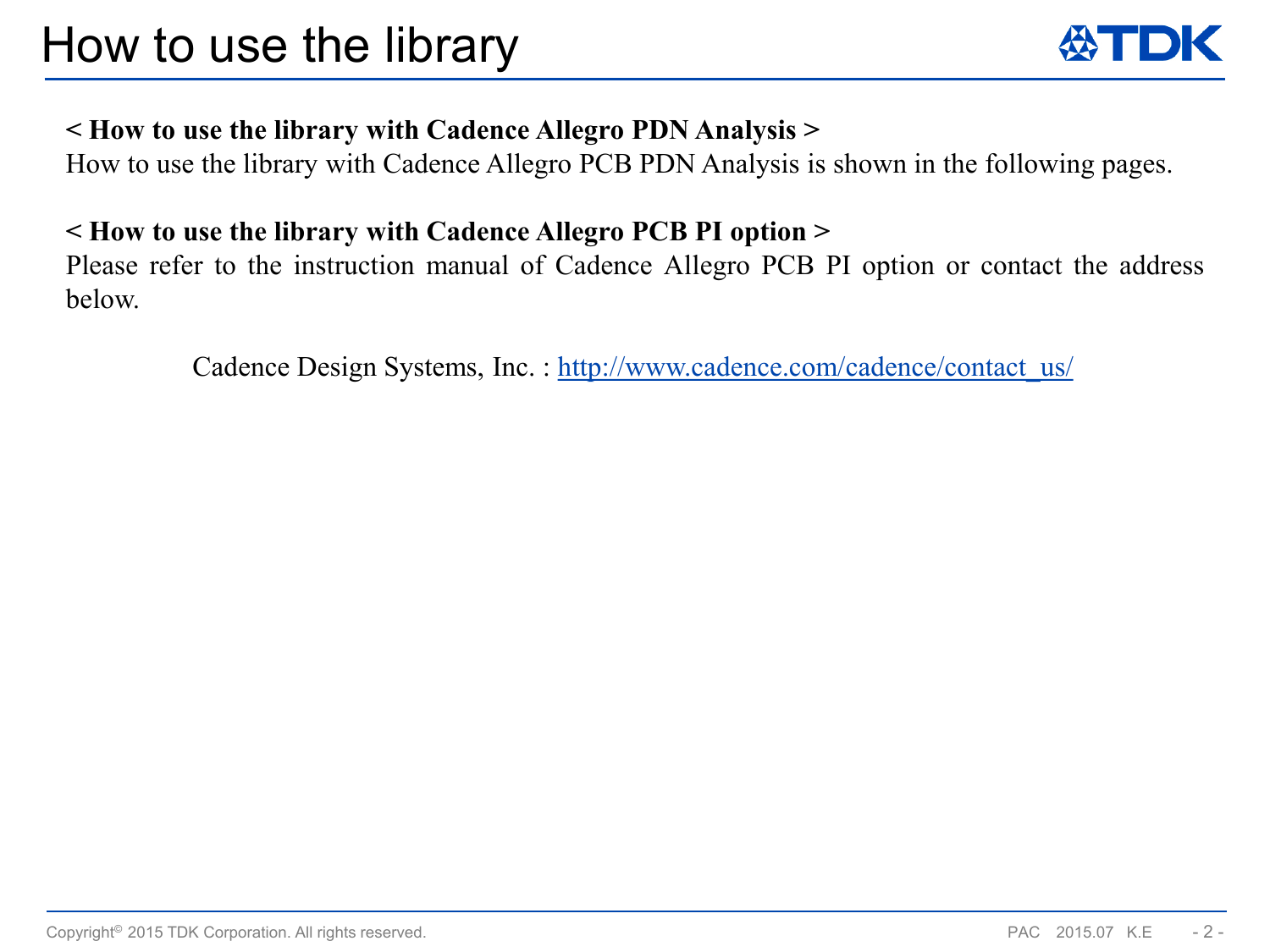# How to use the library

**< How to use the library with Cadence Allegro PDN Analysis >**

How to use the library with Cadence Allegro PCB PDN Analysis is shown in the following pages.

**< How to use the library with Cadence Allegro PCB PI option >**

Please refer to the instruction manual of Cadence Allegro PCB PI option or contact the address below.

Cadence Design Systems, Inc. : [http://www.cadence.com/cadence/contact_us/](http://www.cadence.com/cadence/contact_us/)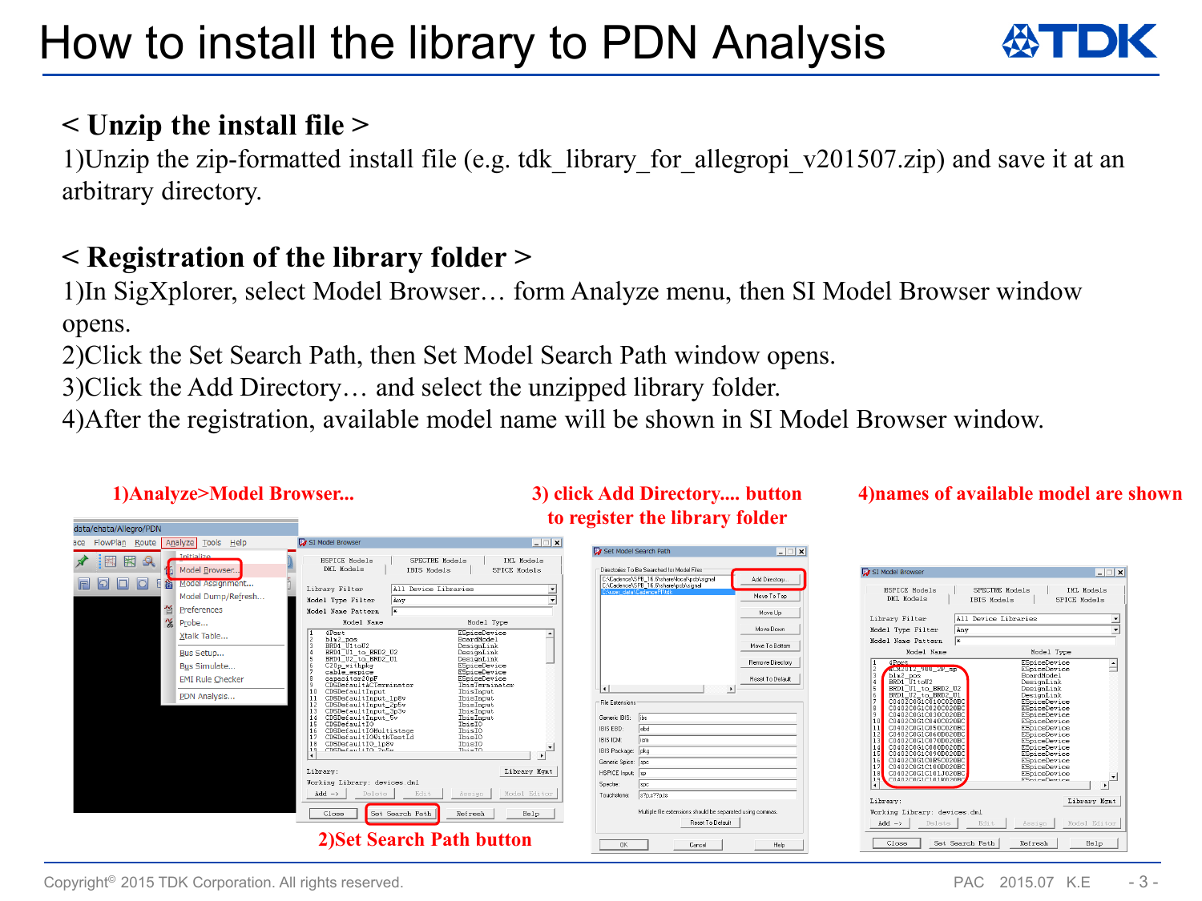# How to install the library to PDN Analysis

## < Unzip the install file >

1)Unzip the zip-formatted install file (e.g. tdk_library_for_allegropi_v201507.zip) and save it at an arbitrary directory.

## < Registration of the library folder >

1)In SigXplorer, select Model Browser… form Analyze menu, then SI Model Browser window opens.
2)Click the Set Search Path, then Set Model Search Path window opens.
3)Click the Add Directory… and select the unzipped library folder.
4)After the registration, available model name will be shown in SI Model Browser window.

1)Analyze>Model Browser...

2)Set Search Path button

3) click Add Directory.... button to register the library folder

4)names of available model are shown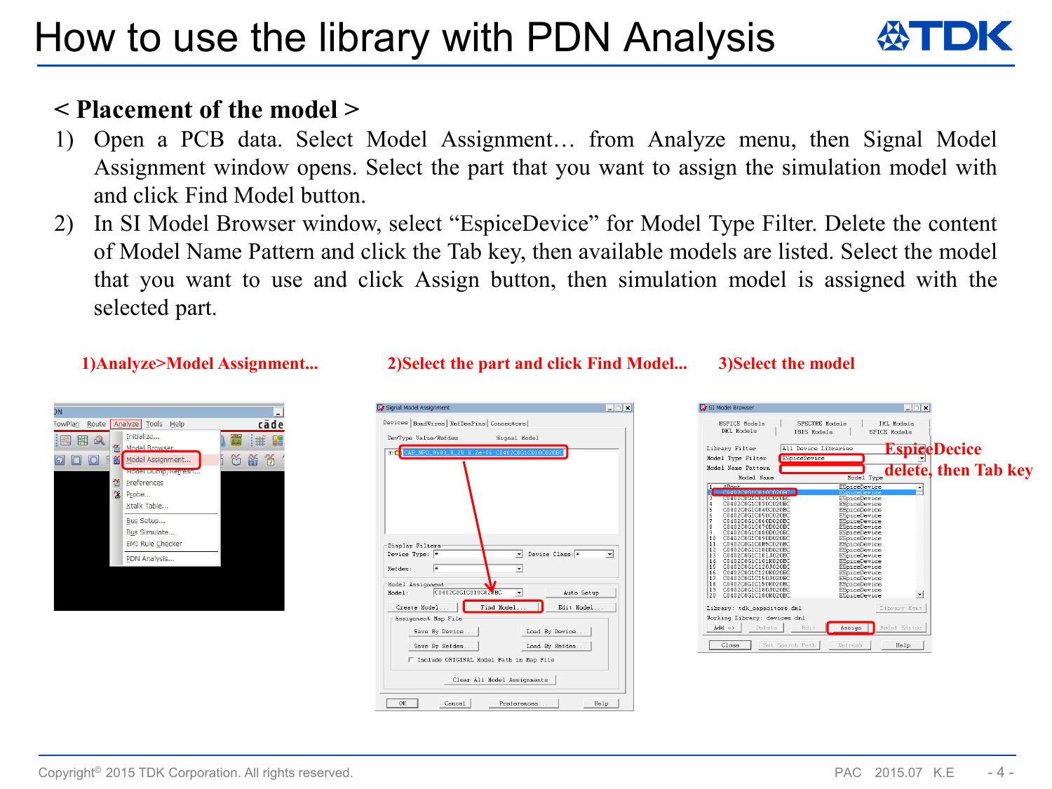# How to use the library with PDN Analysis

**< Placement of the model >**

1) Open a PCB data. Select Model Assignment… from Analyze menu, then Signal Model Assignment window opens. Select the part that you want to assign the simulation model with and click Find Model button.
2) In SI Model Browser window, select "EspiceDevice" for Model Type Filter. Delete the content of Model Name Pattern and click the Tab key, then available models are listed. Select the model that you want to use and click Assign button, then simulation model is assigned with the selected part.

**1)Analyze>Model Assignment...**

**2)Select the part and click Find Model...**

**3)Select the model**

EspiceDecice

delete, then Tab key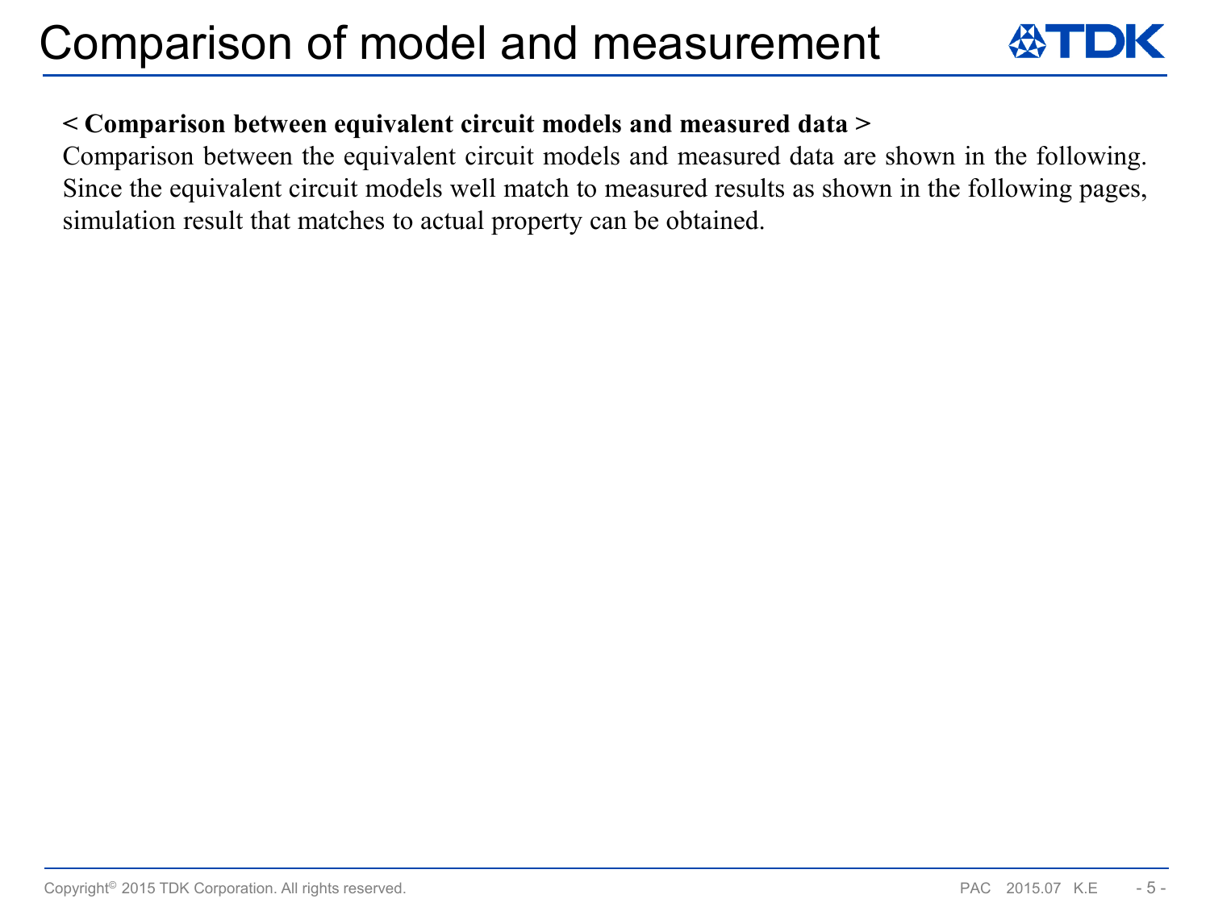# Comparison of model and measurement

**< Comparison between equivalent circuit models and measured data >**

Comparison between the equivalent circuit models and measured data are shown in the following. Since the equivalent circuit models well match to measured results as shown in the following pages, simulation result that matches to actual property can be obtained.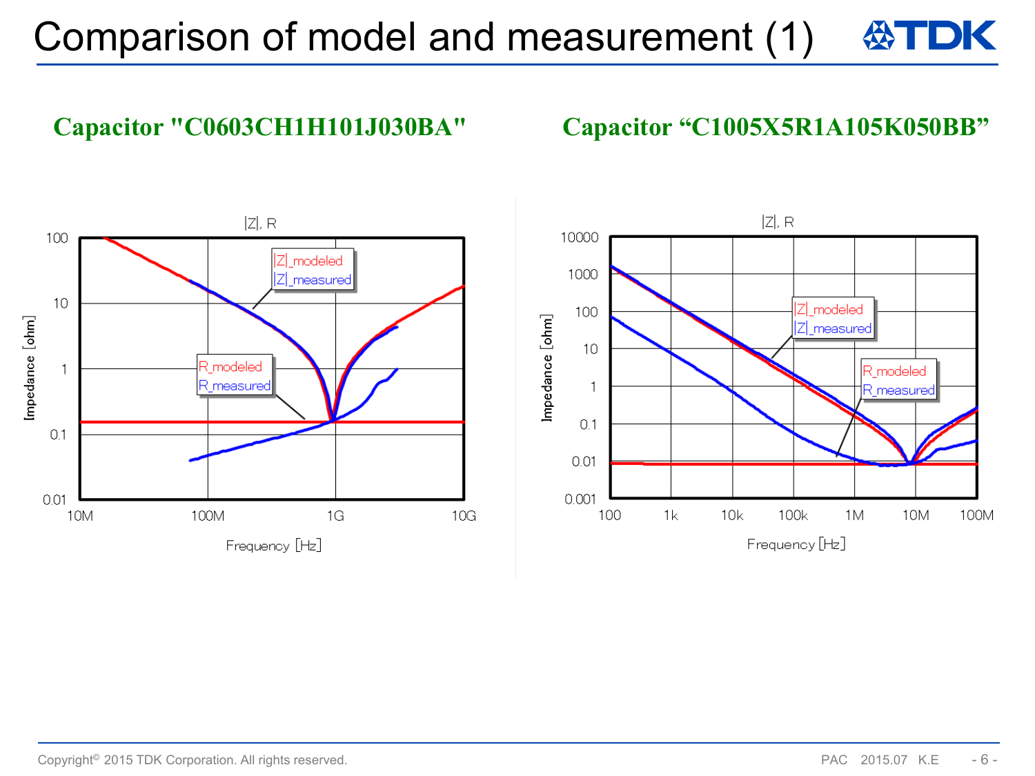# Comparison of model and measurement (1)

## Capacitor "C0603CH1H101J030BA"

|Z|, R

|Z|_modeled
|Z|_measured

R_modeled
R_measured

Impedance [ohm]

Frequency [Hz]

## Capacitor “C1005X5R1A105K050BB”

|Z|, R

|Z|_modeled
|Z|_measured

R_modeled
R_measured

Impedance [ohm]

Frequency [Hz]

Copyright© 2015 TDK Corporation. All rights reserved.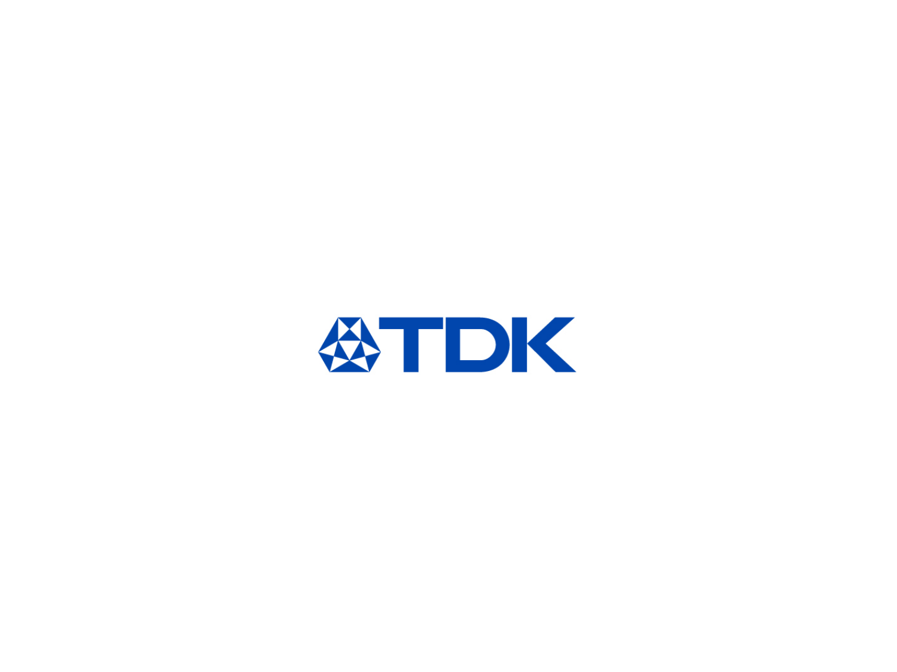TDK